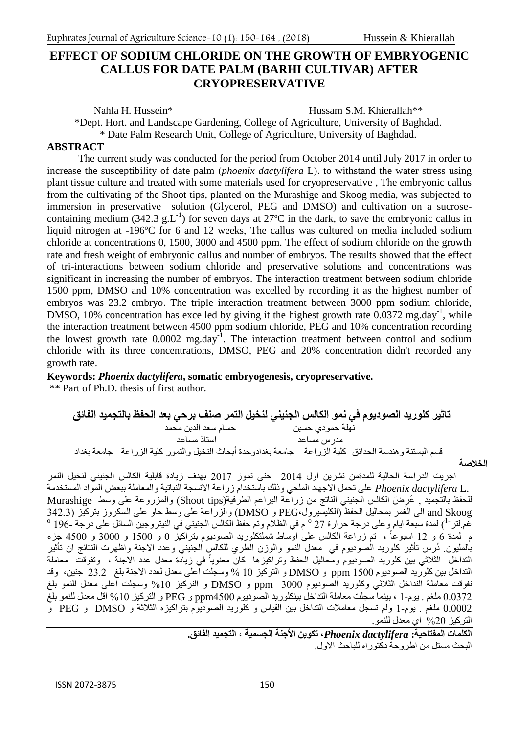# EFFECT OF SODIUM CHLORIDE ON THE GROWTH OF EMBRYOGENIC CALLUS FOR DATE PALM (BARHI CULTIVAR) AFTER CRYOPRESERVATIVE

Nahla H. Hussein* Hussam S.M. Khierallah**

*Dept. Hort. and Landscape Gardening, College of Agriculture, University of Baghdad.

* Date Palm Research Unit, College of Agriculture, University of Baghdad.

## ABSTRACT

The current study was conducted for the period from October 2014 until July 2017 in order to increase the susceptibility of date palm (*phoenix dactylifera* L). to withstand the water stress using plant tissue culture and treated with some materials used for cryopreservative , The embryonic callus from the cultivating of the Shoot tips, planted on the Murashige and Skoog media, was subjected to immersion in preservative solution (Glycerol, PEG and DMSO) and cultivation on a sucrose-containing medium (342.3 g.L$^{-1}$) for seven days at 27ºC in the dark, to save the embryonic callus in liquid nitrogen at -196ºC for 6 and 12 weeks, The callus was cultured on media included sodium chloride at concentrations 0, 1500, 3000 and 4500 ppm. The effect of sodium chloride on the growth rate and fresh weight of embryonic callus and number of embryos. The results showed that the effect of tri-interactions between sodium chloride and preservative solutions and concentrations was significant in increasing the number of embryos. The interaction treatment between sodium chloride 1500 ppm, DMSO and 10% concentration was excelled by recording it as the highest number of embryos was 23.2 embryo. The triple interaction treatment between 3000 ppm sodium chloride, DMSO, 10% concentration has excelled by giving it the highest growth rate 0.0372 mg.day$^{-1}$, while the interaction treatment between 4500 ppm sodium chloride, PEG and 10% concentration recording the lowest growth rate 0.0002 mg.day$^{-1}$. The interaction treatment between control and sodium chloride with its three concentrations, DMSO, PEG and 20% concentration didn't recorded any growth rate.

**Keywords: *Phoenix dactylifera*, somatic embryogenesis, cryopreservative.**

** Part of Ph.D. thesis of first author.

# تأثير كلوريد الصوديوم في نمو الكالس الجنيني لنخيل التمر صنف برحي بعد الحفظ بالتجميد الفائق

نهلة حمودي حسين حسام سعد الدين محمد

مدرس مساعد استاذ مساعد

قسم البستنة وهندسة الحدائق- كلية الزراعة – جامعة بغدادوحدة أبحاث النخيل والتمور كلية الزراعة - جامعة بغداد

## الخلاصة

اجريت الدراسة الحالية للمدةمن تشرين اول 2014 حتى تموز 2017 بهدف زيادة قابلية الكالس الجنيني لنخيل التمر *Phoenix dactylifera* L. على تحمل الاجهاد الملحي وذلك باستخدام زراعة الانسجة النباتية والمعاملة ببعض المواد المستخدمة للحفظ بالتجميد , عُرِضَ الكالس الجنيني الناتج من زراعة البراعم الطرفية(Shoot tips) والمزروعة على وسط Murashige and Skoog الى الغمر بمحاليل الحفظ (الكليسيرول،PEG و DMSO) والزراعة على وسط حاو على السكروز بتركيز (342.3 غم.لتر$^{-1}$) لمدة سبعة ايام وعلى درجة حرارة 27 $^{o}$ م في الظلام وتم حفظ الكالس الجنيني في النيتروجين السائل على درجة -196 $^{o}$ م لمدة 6 و 12 اسبوعاً ، تم زراعة الكالس على اوساط شملتكلوريد الصوديوم بتراكيز 0 و 1500 و 3000 و 4500 جزء بالمليون. دُرس تأثير كلوريد الصوديوم في معدل النمو والوزن الطري للكالس الجنيني وعدد الاجنة واظهرت النتائج ان تأثير التداخل الثلاثي بين كلوريد الصوديوم ومحاليل الحفظ وتراكيزها كان معنوياً في زيادة معدل عدد الاجنة ، وتفوقت معاملة التداخل بين كلوريد الصوديوم 1500 ppm و DMSO و التركيز 10 % وسجلت اعلى معدل لعدد الاجنة بلغ 23.2 جنين، وقد تفوقت معاملة التداخل الثلاثي وكلوريد الصوديوم 3000 ppm و DMSO و التركيز 10% وسجلت اعلى معدل للنمو بلغ 0.0372 ملغم . يوم-1 ، بينما سجلت معاملة التداخل بينكلوريد الصوديوم 4500ppm و PEG و التركيز 10% اقل معدل للنمو بلغ 0.0002 ملغم . يوم-1 ولم تسجل معاملات التداخل بين القياس و كلوريد الصوديوم بتراكيزه الثلاثة و DMSO و PEG و التركيز 20% اي معدل للنمو.

**الكلمات المفتاحية: *Phoenix dactylifera*، تكوين الأجنة الجسمية ، التجميد الفائق.**

البحث مستل من اطروحة دكتوراه للباحث الاول.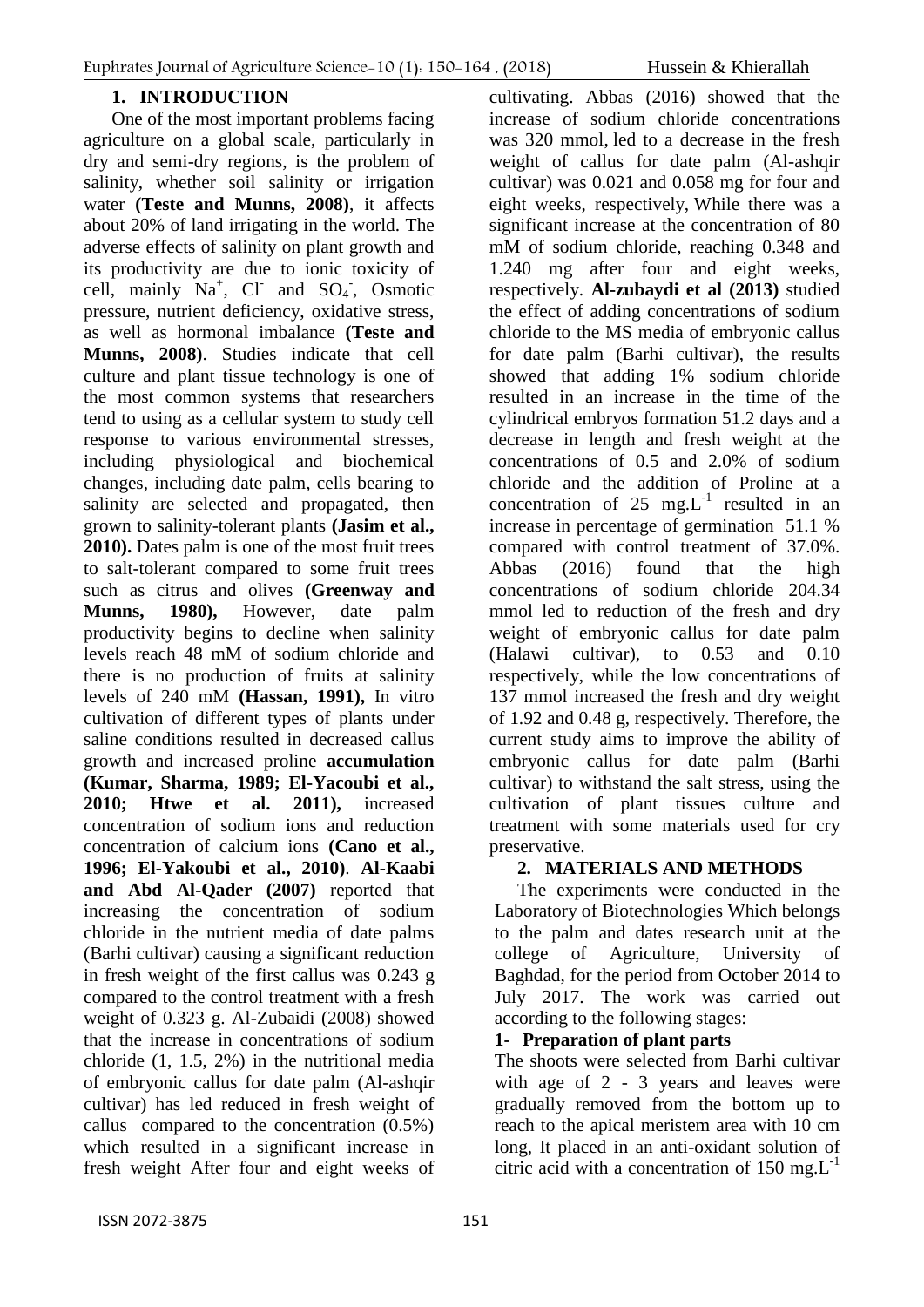## 1. INTRODUCTION

One of the most important problems facing agriculture on a global scale, particularly in dry and semi-dry regions, is the problem of salinity, whether soil salinity or irrigation water **(Teste and Munns, 2008)**, it affects about 20% of land irrigating in the world. The adverse effects of salinity on plant growth and its productivity are due to ionic toxicity of cell, mainly $Na^+$, $Cl^-$ and $SO_4^-$, Osmotic pressure, nutrient deficiency, oxidative stress, as well as hormonal imbalance **(Teste and Munns, 2008)**. Studies indicate that cell culture and plant tissue technology is one of the most common systems that researchers tend to using as a cellular system to study cell response to various environmental stresses, including physiological and biochemical changes, including date palm, cells bearing to salinity are selected and propagated, then grown to salinity-tolerant plants **(Jasim et al., 2010).** Dates palm is one of the most fruit trees to salt-tolerant compared to some fruit trees such as citrus and olives **(Greenway and Munns, 1980),** However, date palm productivity begins to decline when salinity levels reach 48 mM of sodium chloride and there is no production of fruits at salinity levels of 240 mM **(Hassan, 1991),** In vitro cultivation of different types of plants under saline conditions resulted in decreased callus growth and increased proline **accumulation (Kumar, Sharma, 1989; El-Yacoubi et al., 2010; Htwe et al. 2011),** increased concentration of sodium ions and reduction concentration of calcium ions **(Cano et al., 1996; El-Yakoubi et al., 2010)**. **Al-Kaabi and Abd Al-Qader (2007)** reported that increasing the concentration of sodium chloride in the nutrient media of date palms (Barhi cultivar) causing a significant reduction in fresh weight of the first callus was 0.243 g compared to the control treatment with a fresh weight of 0.323 g. Al-Zubaidi (2008) showed that the increase in concentrations of sodium chloride (1, 1.5, 2%) in the nutritional media of embryonic callus for date palm (Al-ashqir cultivar) has led reduced in fresh weight of callus compared to the concentration (0.5%) which resulted in a significant increase in fresh weight After four and eight weeks of cultivating. Abbas (2016) showed that the increase of sodium chloride concentrations was 320 mmol, led to a decrease in the fresh weight of callus for date palm (Al-ashqir cultivar) was 0.021 and 0.058 mg for four and eight weeks, respectively, While there was a significant increase at the concentration of 80 mM of sodium chloride, reaching 0.348 and 1.240 mg after four and eight weeks, respectively. **Al-zubaydi et al (2013)** studied the effect of adding concentrations of sodium chloride to the MS media of embryonic callus for date palm (Barhi cultivar), the results showed that adding 1% sodium chloride resulted in an increase in the time of the cylindrical embryos formation 51.2 days and a decrease in length and fresh weight at the concentrations of 0.5 and 2.0% of sodium chloride and the addition of Proline at a concentration of 25 $mg.L^{-1}$ resulted in an increase in percentage of germination 51.1 % compared with control treatment of 37.0%. Abbas (2016) found that the high concentrations of sodium chloride 204.34 mmol led to reduction of the fresh and dry weight of embryonic callus for date palm (Halawi cultivar), to 0.53 and 0.10 respectively, while the low concentrations of 137 mmol increased the fresh and dry weight of 1.92 and 0.48 g, respectively. Therefore, the current study aims to improve the ability of embryonic callus for date palm (Barhi cultivar) to withstand the salt stress, using the cultivation of plant tissues culture and treatment with some materials used for cry preservative.

## 2. MATERIALS AND METHODS

The experiments were conducted in the Laboratory of Biotechnologies Which belongs to the palm and dates research unit at the college of Agriculture, University of Baghdad, for the period from October 2014 to July 2017. The work was carried out according to the following stages:

### 1- Preparation of plant parts

The shoots were selected from Barhi cultivar with age of 2 - 3 years and leaves were gradually removed from the bottom up to reach to the apical meristem area with 10 cm long, It placed in an anti-oxidant solution of citric acid with a concentration of 150 $mg.L^{-1}$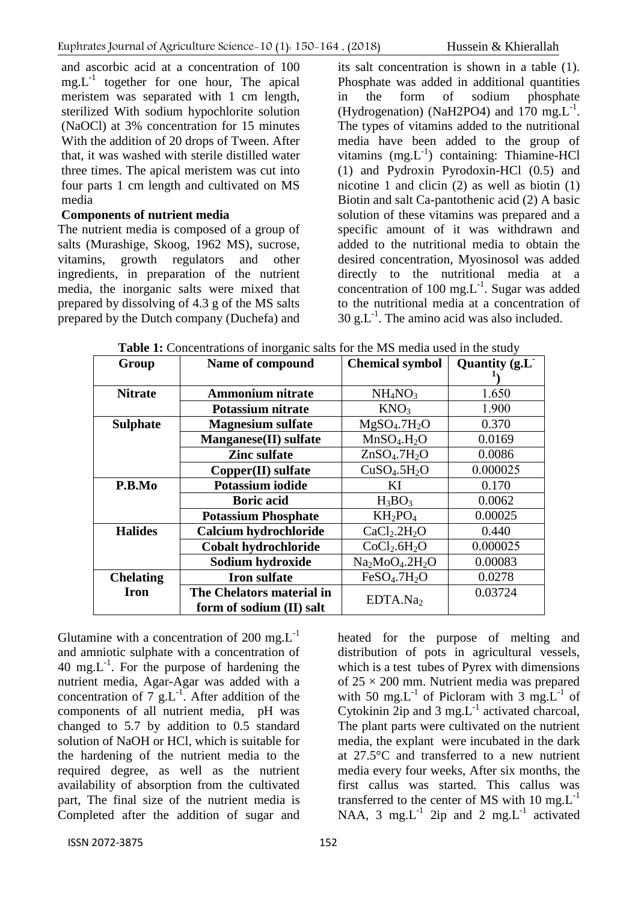and ascorbic acid at a concentration of 100 $mg.L^{-1}$ together for one hour, The apical meristem was separated with 1 cm length, sterilized With sodium hypochlorite solution (NaOCl) at 3% concentration for 15 minutes With the addition of 20 drops of Tween. After that, it was washed with sterile distilled water three times. The apical meristem was cut into four parts 1 cm length and cultivated on MS media

**Components of nutrient media**

The nutrient media is composed of a group of salts (Murashige, Skoog, 1962 MS), sucrose, vitamins, growth regulators and other ingredients, in preparation of the nutrient media, the inorganic salts were mixed that prepared by dissolving of 4.3 g of the MS salts prepared by the Dutch company (Duchefa) and its salt concentration is shown in a table (1). Phosphate was added in additional quantities in the form of sodium phosphate (Hydrogenation) (NaH2PO4) and 170 $mg.L^{-1}$. The types of vitamins added to the nutritional media have been added to the group of vitamins ($mg.L^{-1}$) containing: Thiamine-HCl (1) and Pydroxin Pyrodoxin-HCl (0.5) and nicotine 1 and clicin (2) as well as biotin (1) Biotin and salt Ca-pantothenic acid (2) A basic solution of these vitamins was prepared and a specific amount of it was withdrawn and added to the nutritional media to obtain the desired concentration, Myosinosol was added directly to the nutritional media at a concentration of 100 $mg.L^{-1}$. Sugar was added to the nutritional media at a concentration of 30 $g.L^{-1}$. The amino acid was also included.

**Table 1:** Concentrations of inorganic salts for the MS media used in the study

| Group | Name of compound | Chemical symbol | Quantity ($g.L^{-1}$) |
|---|---|---|---|
| **Nitrate** | **Ammonium nitrate** | $NH_4NO_3$ | 1.650 |
| | **Potassium nitrate** | $KNO_3$ | 1.900 |
| **Sulphate** | **Magnesium sulfate** | $MgSO_4.7H_2O$ | 0.370 |
| | **Manganese(II) sulfate** | $MnSO_4.H_2O$ | 0.0169 |
| | **Zinc sulfate** | $ZnSO_4.7H_2O$ | 0.0086 |
| | **Copper(II) sulfate** | $CuSO_4.5H_2O$ | 0.000025 |
| **P.B.Mo** | **Potassium iodide** | KI | 0.170 |
| | **Boric acid** | $H_3BO_3$ | 0.0062 |
| | **Potassium Phosphate** | $KH_2PO_4$ | 0.00025 |
| **Halides** | **Calcium hydrochloride** | $CaCl_2.2H_2O$ | 0.440 |
| | **Cobalt hydrochloride** | $CoCl_2.6H_2O$ | 0.000025 |
| | **Sodium hydroxide** | $Na_2MoO_4.2H_2O$ | 0.00083 |
| **Chelating Iron** | **Iron sulfate** | $FeSO_4.7H_2O$ | 0.0278 |
| | **The Chelators material in form of sodium (II) salt** | $EDTA.Na_2$ | 0.03724 |

Glutamine with a concentration of 200 $mg.L^{-1}$ and amniotic sulphate with a concentration of 40 $mg.L^{-1}$. For the purpose of hardening the nutrient media, Agar-Agar was added with a concentration of 7 $g.L^{-1}$. After addition of the components of all nutrient media, pH was changed to 5.7 by addition to 0.5 standard solution of NaOH or HCl, which is suitable for the hardening of the nutrient media to the required degree, as well as the nutrient availability of absorption from the cultivated part, The final size of the nutrient media is Completed after the addition of sugar and heated for the purpose of melting and distribution of pots in agricultural vessels, which is a test tubes of Pyrex with dimensions of 25 × 200 mm. Nutrient media was prepared with 50 $mg.L^{-1}$ of Picloram with 3 $mg.L^{-1}$ of Cytokinin 2ip and 3 $mg.L^{-1}$ activated charcoal, The plant parts were cultivated on the nutrient media, the explant were incubated in the dark at 27.5°C and transferred to a new nutrient media every four weeks, After six months, the first callus was started. This callus was transferred to the center of MS with 10 $mg.L^{-1}$ NAA, 3 $mg.L^{-1}$ 2ip and 2 $mg.L^{-1}$ activated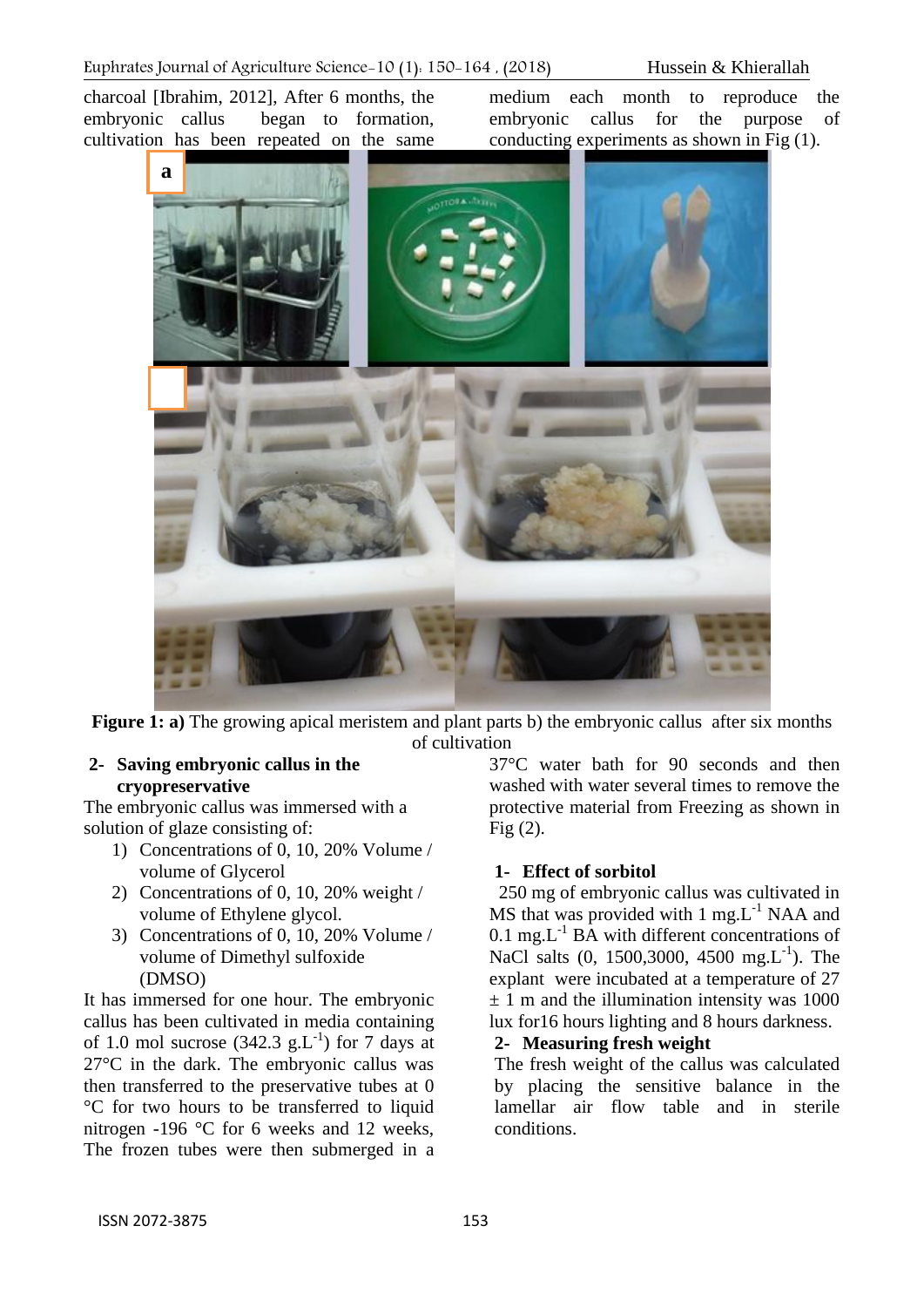charcoal [Ibrahim, 2012], After 6 months, the embryonic callus began to formation, cultivation has been repeated on the same medium each month to reproduce the embryonic callus for the purpose of conducting experiments as shown in Fig (1).

**Figure 1: a)** The growing apical meristem and plant parts b) the embryonic callus after six months of cultivation

## 2- Saving embryonic callus in the cryopreservative

The embryonic callus was immersed with a solution of glaze consisting of:

1) Concentrations of 0, 10, 20% Volume / volume of Glycerol
2) Concentrations of 0, 10, 20% weight / volume of Ethylene glycol.
3) Concentrations of 0, 10, 20% Volume / volume of Dimethyl sulfoxide (DMSO)

It has immersed for one hour. The embryonic callus has been cultivated in media containing of 1.0 mol sucrose (342.3 g.L$^{-1}$) for 7 days at 27°C in the dark. The embryonic callus was then transferred to the preservative tubes at 0 °C for two hours to be transferred to liquid nitrogen -196 °C for 6 weeks and 12 weeks, The frozen tubes were then submerged in a 37°C water bath for 90 seconds and then washed with water several times to remove the protective material from Freezing as shown in Fig (2).

### 1- Effect of sorbitol

250 mg of embryonic callus was cultivated in MS that was provided with 1 mg.L$^{-1}$ NAA and 0.1 mg.L$^{-1}$ BA with different concentrations of NaCl salts (0, 1500,3000, 4500 mg.L$^{-1}$). The explant were incubated at a temperature of 27 ± 1 m and the illumination intensity was 1000 lux for16 hours lighting and 8 hours darkness.

### 2- Measuring fresh weight

The fresh weight of the callus was calculated by placing the sensitive balance in the lamellar air flow table and in sterile conditions.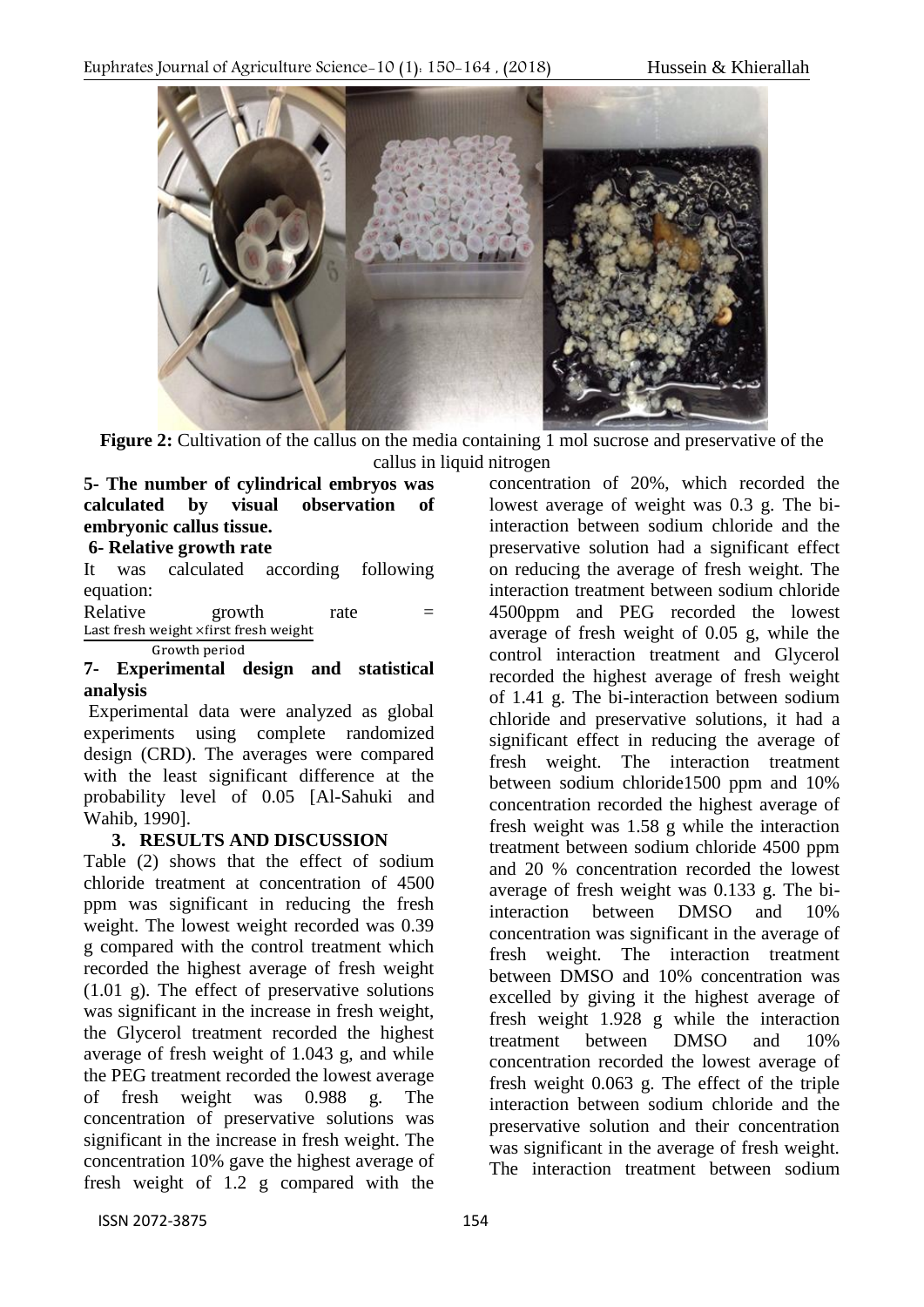**Figure 2:** Cultivation of the callus on the media containing 1 mol sucrose and preservative of the callus in liquid nitrogen

**5- The number of cylindrical embryos was calculated by visual observation of embryonic callus tissue.**

**6- Relative growth rate**

It was calculated according following equation:

$$\text{Relative growth rate} = \frac{\text{Last fresh weight} \times \text{first fresh weight}}{\text{Growth period}}$$

**7- Experimental design and statistical analysis**

Experimental data were analyzed as global experiments using complete randomized design (CRD). The averages were compared with the least significant difference at the probability level of 0.05 [Al-Sahuki and Wahib, 1990].

## 3. RESULTS AND DISCUSSION

Table (2) shows that the effect of sodium chloride treatment at concentration of 4500 ppm was significant in reducing the fresh weight. The lowest weight recorded was 0.39 g compared with the control treatment which recorded the highest average of fresh weight (1.01 g). The effect of preservative solutions was significant in the increase in fresh weight, the Glycerol treatment recorded the highest average of fresh weight of 1.043 g, and while the PEG treatment recorded the lowest average of fresh weight was 0.988 g. The concentration of preservative solutions was significant in the increase in fresh weight. The concentration 10% gave the highest average of fresh weight of 1.2 g compared with the concentration of 20%, which recorded the lowest average of weight was 0.3 g. The bi-interaction between sodium chloride and the preservative solution had a significant effect on reducing the average of fresh weight. The interaction treatment between sodium chloride 4500ppm and PEG recorded the lowest average of fresh weight of 0.05 g, while the control interaction treatment and Glycerol recorded the highest average of fresh weight of 1.41 g. The bi-interaction between sodium chloride and preservative solutions, it had a significant effect in reducing the average of fresh weight. The interaction treatment between sodium chloride1500 ppm and 10% concentration recorded the highest average of fresh weight was 1.58 g while the interaction treatment between sodium chloride 4500 ppm and 20 % concentration recorded the lowest average of fresh weight was 0.133 g. The bi-interaction between DMSO and 10% concentration was significant in the average of fresh weight. The interaction treatment between DMSO and 10% concentration was excelled by giving it the highest average of fresh weight 1.928 g while the interaction treatment between DMSO and 10% concentration recorded the lowest average of fresh weight 0.063 g. The effect of the triple interaction between sodium chloride and the preservative solution and their concentration was significant in the average of fresh weight. The interaction treatment between sodium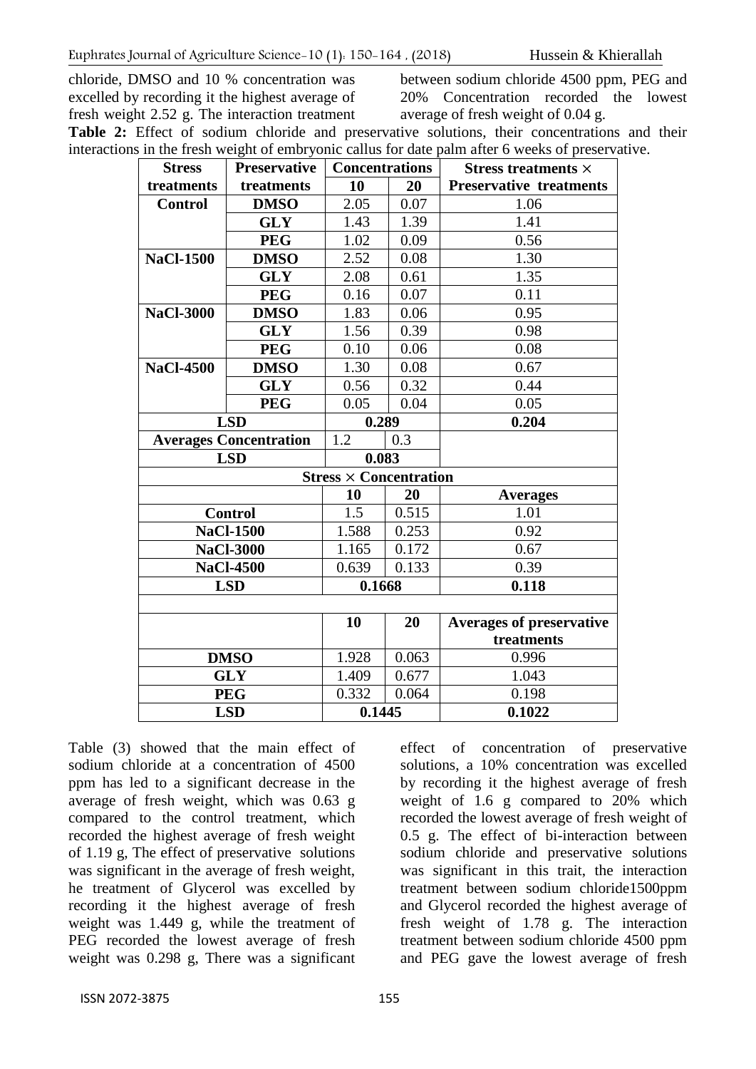chloride, DMSO and 10 % concentration was excelled by recording it the highest average of fresh weight 2.52 g. The interaction treatment between sodium chloride 4500 ppm, PEG and 20% Concentration recorded the lowest average of fresh weight of 0.04 g.

**Table 2:** Effect of sodium chloride and preservative solutions, their concentrations and their interactions in the fresh weight of embryonic callus for date palm after 6 weeks of preservative.

| Stress treatments | Preservative treatments | Concentrations 10 | Concentrations 20 | Stress treatments × Preservative treatments |
|---|---|---|---|---|
| **Control** | **DMSO** | 2.05 | 0.07 | 1.06 |
| | **GLY** | 1.43 | 1.39 | 1.41 |
| | **PEG** | 1.02 | 0.09 | 0.56 |
| **NaCl-1500** | **DMSO** | 2.52 | 0.08 | 1.30 |
| | **GLY** | 2.08 | 0.61 | 1.35 |
| | **PEG** | 0.16 | 0.07 | 0.11 |
| **NaCl-3000** | **DMSO** | 1.83 | 0.06 | 0.95 |
| | **GLY** | 1.56 | 0.39 | 0.98 |
| | **PEG** | 0.10 | 0.06 | 0.08 |
| **NaCl-4500** | **DMSO** | 1.30 | 0.08 | 0.67 |
| | **GLY** | 0.56 | 0.32 | 0.44 |
| | **PEG** | 0.05 | 0.04 | 0.05 |
| **LSD** | | **0.289** | | **0.204** |
| **Averages Concentration** | | 1.2 | 0.3 | |
| **LSD** | | **0.083** | | |
| | | **Stress × Concentration** | | |
| | | **10** | **20** | **Averages** |
| **Control** | | 1.5 | 0.515 | 1.01 |
| **NaCl-1500** | | 1.588 | 0.253 | 0.92 |
| **NaCl-3000** | | 1.165 | 0.172 | 0.67 |
| **NaCl-4500** | | 0.639 | 0.133 | 0.39 |
| **LSD** | | **0.1668** | | **0.118** |
| | | **10** | **20** | **Averages of preservative treatments** |
| **DMSO** | | 1.928 | 0.063 | 0.996 |
| **GLY** | | 1.409 | 0.677 | 1.043 |
| **PEG** | | 0.332 | 0.064 | 0.198 |
| **LSD** | | **0.1445** | | **0.1022** |

Table (3) showed that the main effect of sodium chloride at a concentration of 4500 ppm has led to a significant decrease in the average of fresh weight, which was 0.63 g compared to the control treatment, which recorded the highest average of fresh weight of 1.19 g, The effect of preservative solutions was significant in the average of fresh weight, he treatment of Glycerol was excelled by recording it the highest average of fresh weight was 1.449 g, while the treatment of PEG recorded the lowest average of fresh weight was 0.298 g, There was a significant effect of concentration of preservative solutions, a 10% concentration was excelled by recording it the highest average of fresh weight of 1.6 g compared to 20% which recorded the lowest average of fresh weight of 0.5 g. The effect of bi-interaction between sodium chloride and preservative solutions was significant in this trait, the interaction treatment between sodium chloride1500ppm and Glycerol recorded the highest average of fresh weight of 1.78 g. The interaction treatment between sodium chloride 4500 ppm and PEG gave the lowest average of fresh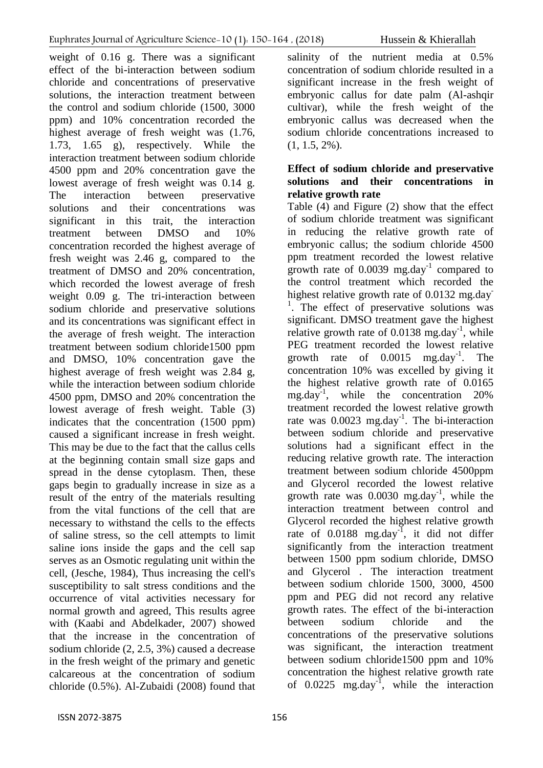weight of 0.16 g. There was a significant effect of the bi-interaction between sodium chloride and concentrations of preservative solutions, the interaction treatment between the control and sodium chloride (1500, 3000 ppm) and 10% concentration recorded the highest average of fresh weight was (1.76, 1.73, 1.65 g), respectively. While the interaction treatment between sodium chloride 4500 ppm and 20% concentration gave the lowest average of fresh weight was 0.14 g. The interaction between preservative solutions and their concentrations was significant in this trait, the interaction treatment between DMSO and 10% concentration recorded the highest average of fresh weight was 2.46 g, compared to the treatment of DMSO and 20% concentration, which recorded the lowest average of fresh weight 0.09 g. The tri-interaction between sodium chloride and preservative solutions and its concentrations was significant effect in the average of fresh weight. The interaction treatment between sodium chloride1500 ppm and DMSO, 10% concentration gave the highest average of fresh weight was 2.84 g, while the interaction between sodium chloride 4500 ppm, DMSO and 20% concentration the lowest average of fresh weight. Table (3) indicates that the concentration (1500 ppm) caused a significant increase in fresh weight. This may be due to the fact that the callus cells at the beginning contain small size gaps and spread in the dense cytoplasm. Then, these gaps begin to gradually increase in size as a result of the entry of the materials resulting from the vital functions of the cell that are necessary to withstand the cells to the effects of saline stress, so the cell attempts to limit saline ions inside the gaps and the cell sap serves as an Osmotic regulating unit within the cell, (Jesche, 1984), Thus increasing the cell's susceptibility to salt stress conditions and the occurrence of vital activities necessary for normal growth and agreed, This results agree with (Kaabi and Abdelkader, 2007) showed that the increase in the concentration of sodium chloride (2, 2.5, 3%) caused a decrease in the fresh weight of the primary and genetic calcareous at the concentration of sodium chloride (0.5%). Al-Zubaidi (2008) found that salinity of the nutrient media at 0.5% concentration of sodium chloride resulted in a significant increase in the fresh weight of embryonic callus for date palm (Al-ashqir cultivar), while the fresh weight of the embryonic callus was decreased when the sodium chloride concentrations increased to (1, 1.5, 2%).

**Effect of sodium chloride and preservative solutions and their concentrations in relative growth rate**

Table (4) and Figure (2) show that the effect of sodium chloride treatment was significant in reducing the relative growth rate of embryonic callus; the sodium chloride 4500 ppm treatment recorded the lowest relative growth rate of 0.0039 $mg.day^{-1}$ compared to the control treatment which recorded the highest relative growth rate of 0.0132 $mg.day^{-1}$. The effect of preservative solutions was significant. DMSO treatment gave the highest relative growth rate of 0.0138 $mg.day^{-1}$, while PEG treatment recorded the lowest relative growth rate of 0.0015 $mg.day^{-1}$. The concentration 10% was excelled by giving it the highest relative growth rate of 0.0165 $mg.day^{-1}$, while the concentration 20% treatment recorded the lowest relative growth rate was 0.0023 $mg.day^{-1}$. The bi-interaction between sodium chloride and preservative solutions had a significant effect in the reducing relative growth rate. The interaction treatment between sodium chloride 4500ppm and Glycerol recorded the lowest relative growth rate was 0.0030 $mg.day^{-1}$, while the interaction treatment between control and Glycerol recorded the highest relative growth rate of 0.0188 $mg.day^{-1}$, it did not differ significantly from the interaction treatment between 1500 ppm sodium chloride, DMSO and Glycerol . The interaction treatment between sodium chloride 1500, 3000, 4500 ppm and PEG did not record any relative growth rates. The effect of the bi-interaction between sodium chloride and the concentrations of the preservative solutions was significant, the interaction treatment between sodium chloride1500 ppm and 10% concentration the highest relative growth rate of 0.0225 $mg.day^{-1}$, while the interaction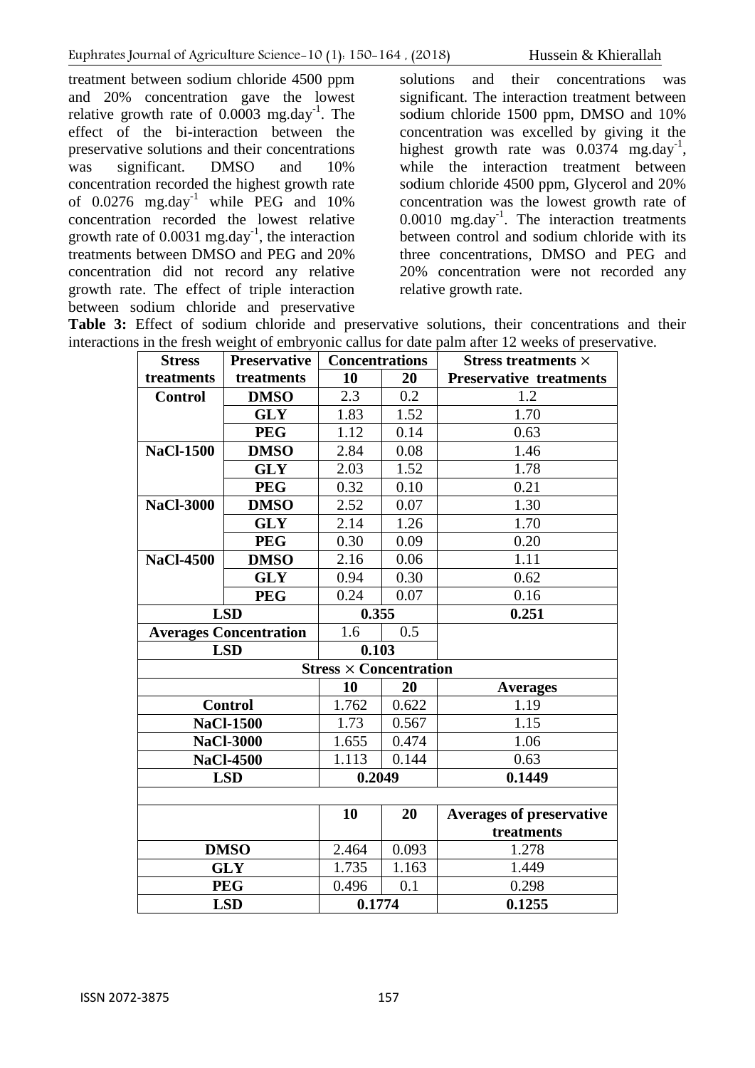treatment between sodium chloride 4500 ppm and 20% concentration gave the lowest relative growth rate of 0.0003 $mg.day^{-1}$. The effect of the bi-interaction between the preservative solutions and their concentrations was significant. DMSO and 10% concentration recorded the highest growth rate of 0.0276 $mg.day^{-1}$ while PEG and 10% concentration recorded the lowest relative growth rate of 0.0031 $mg.day^{-1}$, the interaction treatments between DMSO and PEG and 20% concentration did not record any relative growth rate. The effect of triple interaction between sodium chloride and preservative solutions and their concentrations was significant. The interaction treatment between sodium chloride 1500 ppm, DMSO and 10% concentration was excelled by giving it the highest growth rate was 0.0374 $mg.day^{-1}$, while the interaction treatment between sodium chloride 4500 ppm, Glycerol and 20% concentration was the lowest growth rate of 0.0010 $mg.day^{-1}$. The interaction treatments between control and sodium chloride with its three concentrations, DMSO and PEG and 20% concentration were not recorded any relative growth rate.

**Table 3:** Effect of sodium chloride and preservative solutions, their concentrations and their interactions in the fresh weight of embryonic callus for date palm after 12 weeks of preservative.

| Stress treatments | Preservative treatments | Concentrations 10 | Concentrations 20 | Stress treatments × Preservative treatments |
|---|---|---|---|---|
| Control | DMSO | 2.3 | 0.2 | 1.2 |
| | GLY | 1.83 | 1.52 | 1.70 |
| | PEG | 1.12 | 0.14 | 0.63 |
| NaCl-1500 | DMSO | 2.84 | 0.08 | 1.46 |
| | GLY | 2.03 | 1.52 | 1.78 |
| | PEG | 0.32 | 0.10 | 0.21 |
| NaCl-3000 | DMSO | 2.52 | 0.07 | 1.30 |
| | GLY | 2.14 | 1.26 | 1.70 |
| | PEG | 0.30 | 0.09 | 0.20 |
| NaCl-4500 | DMSO | 2.16 | 0.06 | 1.11 |
| | GLY | 0.94 | 0.30 | 0.62 |
| | PEG | 0.24 | 0.07 | 0.16 |
| LSD | | 0.355 | | 0.251 |
| Averages Concentration | | 1.6 | 0.5 | |
| LSD | | 0.103 | | |
| **Stress × Concentration** | | | | |
| | | 10 | 20 | Averages |
| Control | | 1.762 | 0.622 | 1.19 |
| NaCl-1500 | | 1.73 | 0.567 | 1.15 |
| NaCl-3000 | | 1.655 | 0.474 | 1.06 |
| NaCl-4500 | | 1.113 | 0.144 | 0.63 |
| LSD | | 0.2049 | | 0.1449 |
| | | 10 | 20 | Averages of preservative treatments |
| DMSO | | 2.464 | 0.093 | 1.278 |
| GLY | | 1.735 | 1.163 | 1.449 |
| PEG | | 0.496 | 0.1 | 0.298 |
| LSD | | 0.1774 | | 0.1255 |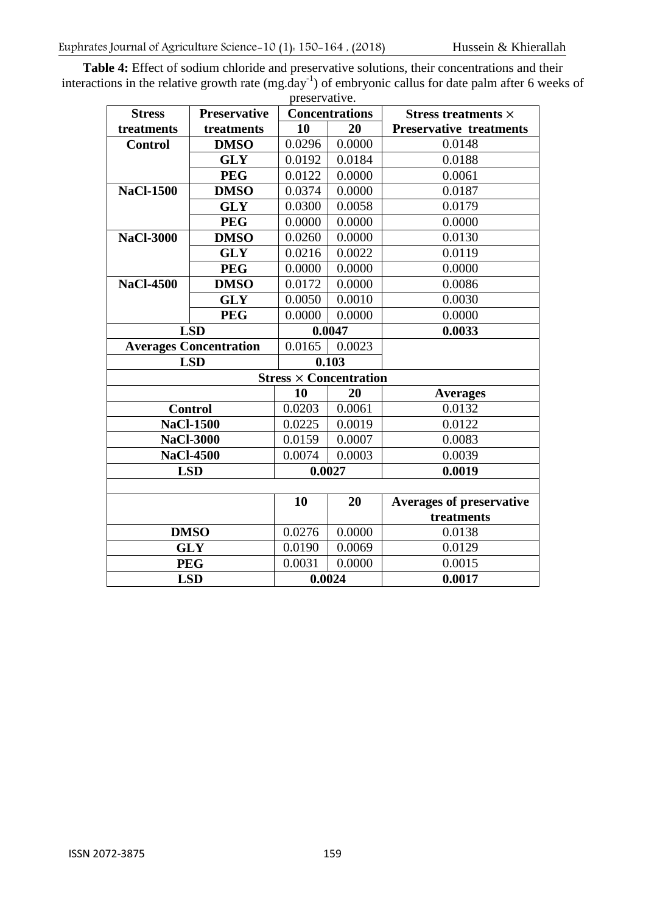**Table 4:** Effect of sodium chloride and preservative solutions, their concentrations and their interactions in the relative growth rate (mg.day$^{-1}$) of embryonic callus for date palm after 6 weeks of preservative.

| Stress treatments | Preservative treatments | Concentrations 10 | Concentrations 20 | Stress treatments × Preservative treatments |
|---|---|---|---|---|
| **Control** | **DMSO** | 0.0296 | 0.0000 | 0.0148 |
| | **GLY** | 0.0192 | 0.0184 | 0.0188 |
| | **PEG** | 0.0122 | 0.0000 | 0.0061 |
| **NaCl-1500** | **DMSO** | 0.0374 | 0.0000 | 0.0187 |
| | **GLY** | 0.0300 | 0.0058 | 0.0179 |
| | **PEG** | 0.0000 | 0.0000 | 0.0000 |
| **NaCl-3000** | **DMSO** | 0.0260 | 0.0000 | 0.0130 |
| | **GLY** | 0.0216 | 0.0022 | 0.0119 |
| | **PEG** | 0.0000 | 0.0000 | 0.0000 |
| **NaCl-4500** | **DMSO** | 0.0172 | 0.0000 | 0.0086 |
| | **GLY** | 0.0050 | 0.0010 | 0.0030 |
| | **PEG** | 0.0000 | 0.0000 | 0.0000 |
| **LSD** | | **0.0047** | | **0.0033** |
| **Averages Concentration** | | 0.0165 | 0.0023 | |
| **LSD** | | **0.103** | | |
| **Stress × Concentration** | | | | |
| | | **10** | **20** | **Averages** |
| **Control** | | 0.0203 | 0.0061 | 0.0132 |
| **NaCl-1500** | | 0.0225 | 0.0019 | 0.0122 |
| **NaCl-3000** | | 0.0159 | 0.0007 | 0.0083 |
| **NaCl-4500** | | 0.0074 | 0.0003 | 0.0039 |
| **LSD** | | **0.0027** | | **0.0019** |
| | | | | |
| | | **10** | **20** | **Averages of preservative treatments** |
| **DMSO** | | 0.0276 | 0.0000 | 0.0138 |
| **GLY** | | 0.0190 | 0.0069 | 0.0129 |
| **PEG** | | 0.0031 | 0.0000 | 0.0015 |
| **LSD** | | **0.0024** | | **0.0017** |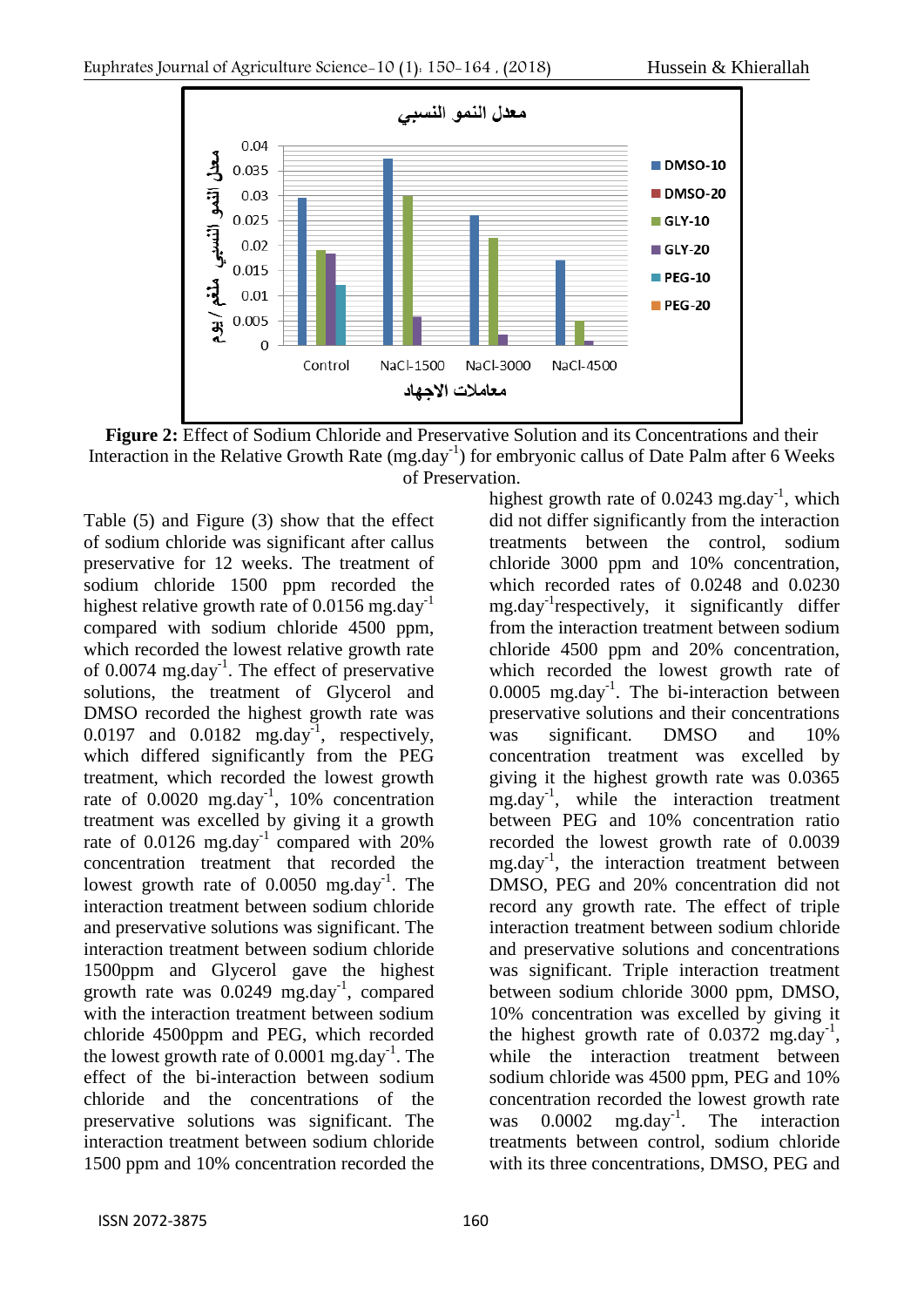**Figure 2:** Effect of Sodium Chloride and Preservative Solution and its Concentrations and their Interaction in the Relative Growth Rate (mg.day$^{-1}$) for embryonic callus of Date Palm after 6 Weeks of Preservation.

Table (5) and Figure (3) show that the effect of sodium chloride was significant after callus preservative for 12 weeks. The treatment of sodium chloride 1500 ppm recorded the highest relative growth rate of 0.0156 mg.day$^{-1}$ compared with sodium chloride 4500 ppm, which recorded the lowest relative growth rate of 0.0074 mg.day$^{-1}$. The effect of preservative solutions, the treatment of Glycerol and DMSO recorded the highest growth rate was 0.0197 and 0.0182 mg.day$^{-1}$, respectively, which differed significantly from the PEG treatment, which recorded the lowest growth rate of 0.0020 mg.day$^{-1}$, 10% concentration treatment was excelled by giving it a growth rate of 0.0126 mg.day$^{-1}$ compared with 20% concentration treatment that recorded the lowest growth rate of 0.0050 mg.day$^{-1}$. The interaction treatment between sodium chloride and preservative solutions was significant. The interaction treatment between sodium chloride 1500ppm and Glycerol gave the highest growth rate was 0.0249 mg.day$^{-1}$, compared with the interaction treatment between sodium chloride 4500ppm and PEG, which recorded the lowest growth rate of 0.0001 mg.day$^{-1}$. The effect of the bi-interaction between sodium chloride and the concentrations of the preservative solutions was significant. The interaction treatment between sodium chloride 1500 ppm and 10% concentration recorded the highest growth rate of 0.0243 mg.day$^{-1}$, which did not differ significantly from the interaction treatments between the control, sodium chloride 3000 ppm and 10% concentration, which recorded rates of 0.0248 and 0.0230 mg.day$^{-1}$respectively, it significantly differ from the interaction treatment between sodium chloride 4500 ppm and 20% concentration, which recorded the lowest growth rate of 0.0005 mg.day$^{-1}$. The bi-interaction between preservative solutions and their concentrations was significant. DMSO and 10% concentration treatment was excelled by giving it the highest growth rate was 0.0365 mg.day$^{-1}$, while the interaction treatment between PEG and 10% concentration ratio recorded the lowest growth rate of 0.0039 mg.day$^{-1}$, the interaction treatment between DMSO, PEG and 20% concentration did not record any growth rate. The effect of triple interaction treatment between sodium chloride and preservative solutions and concentrations was significant. Triple interaction treatment between sodium chloride 3000 ppm, DMSO, 10% concentration was excelled by giving it the highest growth rate of 0.0372 mg.day$^{-1}$, while the interaction treatment between sodium chloride was 4500 ppm, PEG and 10% concentration recorded the lowest growth rate was 0.0002 mg.day$^{-1}$. The interaction treatments between control, sodium chloride with its three concentrations, DMSO, PEG and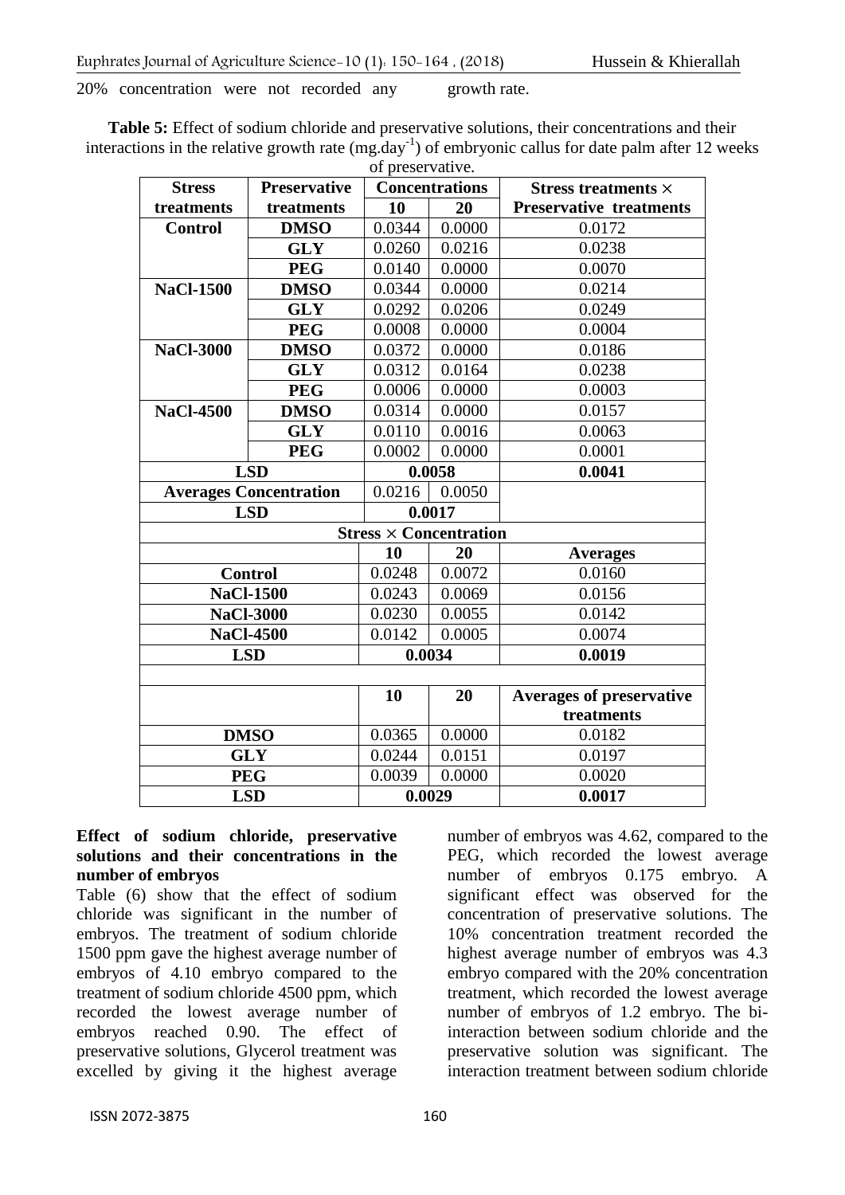20% concentration were not recorded any growth rate.

**Table 5:** Effect of sodium chloride and preservative solutions, their concentrations and their interactions in the relative growth rate (mg.day$^{-1}$) of embryonic callus for date palm after 12 weeks of preservative.

| Stress treatments | Preservative treatments | Concentrations | | Stress treatments × Preservative treatments |
|---|---|---|---|---|
| | | 10 | 20 | |
| **Control** | **DMSO** | 0.0344 | 0.0000 | 0.0172 |
| | **GLY** | 0.0260 | 0.0216 | 0.0238 |
| | **PEG** | 0.0140 | 0.0000 | 0.0070 |
| **NaCl-1500** | **DMSO** | 0.0344 | 0.0000 | 0.0214 |
| | **GLY** | 0.0292 | 0.0206 | 0.0249 |
| | **PEG** | 0.0008 | 0.0000 | 0.0004 |
| **NaCl-3000** | **DMSO** | 0.0372 | 0.0000 | 0.0186 |
| | **GLY** | 0.0312 | 0.0164 | 0.0238 |
| | **PEG** | 0.0006 | 0.0000 | 0.0003 |
| **NaCl-4500** | **DMSO** | 0.0314 | 0.0000 | 0.0157 |
| | **GLY** | 0.0110 | 0.0016 | 0.0063 |
| | **PEG** | 0.0002 | 0.0000 | 0.0001 |
| **LSD** | | **0.0058** | | **0.0041** |
| **Averages Concentration** | | 0.0216 | 0.0050 | |
| **LSD** | | **0.0017** | | |
| | | **Stress × Concentration** | | |
| | | **10** | **20** | **Averages** |
| **Control** | | 0.0248 | 0.0072 | 0.0160 |
| **NaCl-1500** | | 0.0243 | 0.0069 | 0.0156 |
| **NaCl-3000** | | 0.0230 | 0.0055 | 0.0142 |
| **NaCl-4500** | | 0.0142 | 0.0005 | 0.0074 |
| **LSD** | | **0.0034** | | **0.0019** |
| | | **10** | **20** | **Averages of preservative treatments** |
| **DMSO** | | 0.0365 | 0.0000 | 0.0182 |
| **GLY** | | 0.0244 | 0.0151 | 0.0197 |
| **PEG** | | 0.0039 | 0.0000 | 0.0020 |
| **LSD** | | **0.0029** | | **0.0017** |

**Effect of sodium chloride, preservative solutions and their concentrations in the number of embryos**

Table (6) show that the effect of sodium chloride was significant in the number of embryos. The treatment of sodium chloride 1500 ppm gave the highest average number of embryos of 4.10 embryo compared to the treatment of sodium chloride 4500 ppm, which recorded the lowest average number of embryos reached 0.90. The effect of preservative solutions, Glycerol treatment was excelled by giving it the highest average number of embryos was 4.62, compared to the PEG, which recorded the lowest average number of embryos 0.175 embryo. A significant effect was observed for the concentration of preservative solutions. The 10% concentration treatment recorded the highest average number of embryos was 4.3 embryo compared with the 20% concentration treatment, which recorded the lowest average number of embryos of 1.2 embryo. The bi-interaction between sodium chloride and the preservative solution was significant. The interaction treatment between sodium chloride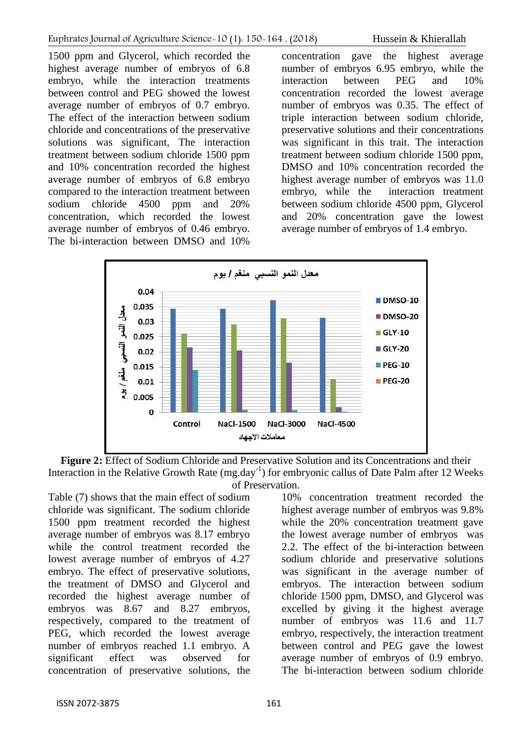1500 ppm and Glycerol, which recorded the highest average number of embryos of 6.8 embryo, while the interaction treatments between control and PEG showed the lowest average number of embryos of 0.7 embryo. The effect of the interaction between sodium chloride and concentrations of the preservative solutions was significant, The interaction treatment between sodium chloride 1500 ppm and 10% concentration recorded the highest average number of embryos of 6.8 embryo compared to the interaction treatment between sodium chloride 4500 ppm and 20% concentration, which recorded the lowest average number of embryos of 0.46 embryo. The bi-interaction between DMSO and 10% concentration gave the highest average number of embryos 6.95 embryo, while the interaction between PEG and 10% concentration recorded the lowest average number of embryos was 0.35. The effect of triple interaction between sodium chloride, preservative solutions and their concentrations was significant in this trait. The interaction treatment between sodium chloride 1500 ppm, DMSO and 10% concentration recorded the highest average number of embryos was 11.0 embryo, while the interaction treatment between sodium chloride 4500 ppm, Glycerol and 20% concentration gave the lowest average number of embryos of 1.4 embryo.

**Figure 2:** Effect of Sodium Chloride and Preservative Solution and its Concentrations and their Interaction in the Relative Growth Rate (mg.day$^{-1}$) for embryonic callus of Date Palm after 12 Weeks of Preservation.

Table (7) shows that the main effect of sodium chloride was significant. The sodium chloride 1500 ppm treatment recorded the highest average number of embryos was 8.17 embryo while the control treatment recorded the lowest average number of embryos of 4.27 embryo. The effect of preservative solutions, the treatment of DMSO and Glycerol and recorded the highest average number of embryos was 8.67 and 8.27 embryos, respectively, compared to the treatment of PEG, which recorded the lowest average number of embryos reached 1.1 embryo. A significant effect was observed for concentration of preservative solutions, the 10% concentration treatment recorded the highest average number of embryos was 9.8% while the 20% concentration treatment gave the lowest average number of embryos was 2.2. The effect of the bi-interaction between sodium chloride and preservative solutions was significant in the average number of embryos. The interaction between sodium chloride 1500 ppm, DMSO, and Glycerol was excelled by giving it the highest average number of embryos was 11.6 and 11.7 embryo, respectively, the interaction treatment between control and PEG gave the lowest average number of embryos of 0.9 embryo. The bi-interaction between sodium chloride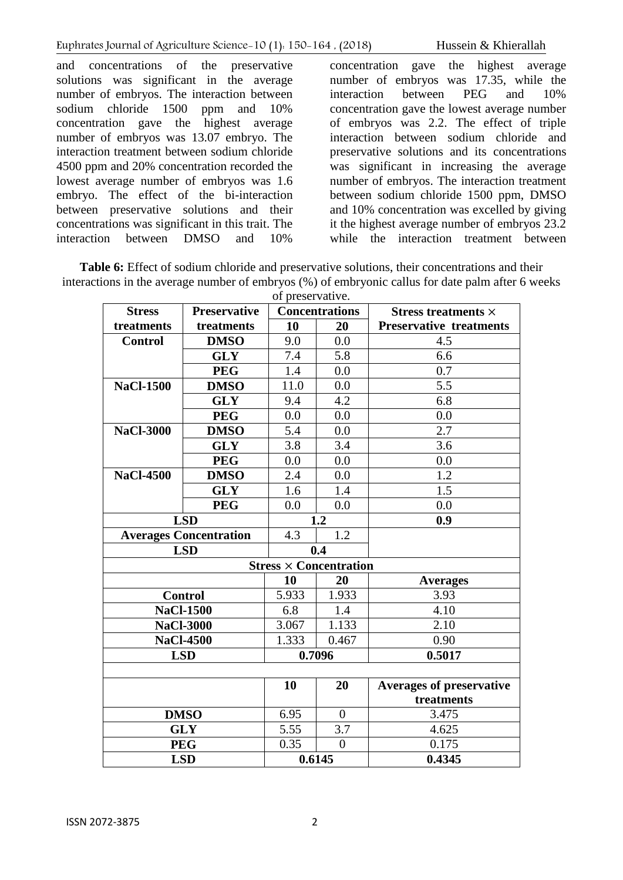and concentrations of the preservative solutions was significant in the average number of embryos. The interaction between sodium chloride 1500 ppm and 10% concentration gave the highest average number of embryos was 13.07 embryo. The interaction treatment between sodium chloride 4500 ppm and 20% concentration recorded the lowest average number of embryos was 1.6 embryo. The effect of the bi-interaction between preservative solutions and their concentrations was significant in this trait. The interaction between DMSO and 10% concentration gave the highest average number of embryos was 17.35, while the interaction between PEG and 10% concentration gave the lowest average number of embryos was 2.2. The effect of triple interaction between sodium chloride and preservative solutions and its concentrations was significant in increasing the average number of embryos. The interaction treatment between sodium chloride 1500 ppm, DMSO and 10% concentration was excelled by giving it the highest average number of embryos 23.2 while the interaction treatment between

**Table 6:** Effect of sodium chloride and preservative solutions, their concentrations and their interactions in the average number of embryos (%) of embryonic callus for date palm after 6 weeks of preservative.

| Stress treatments | Preservative treatments | Concentrations | | Stress treatments × Preservative treatments |
|---|---|---|---|---|
| | | 10 | 20 | |
| **Control** | **DMSO** | 9.0 | 0.0 | 4.5 |
| | **GLY** | 7.4 | 5.8 | 6.6 |
| | **PEG** | 1.4 | 0.0 | 0.7 |
| **NaCl-1500** | **DMSO** | 11.0 | 0.0 | 5.5 |
| | **GLY** | 9.4 | 4.2 | 6.8 |
| | **PEG** | 0.0 | 0.0 | 0.0 |
| **NaCl-3000** | **DMSO** | 5.4 | 0.0 | 2.7 |
| | **GLY** | 3.8 | 3.4 | 3.6 |
| | **PEG** | 0.0 | 0.0 | 0.0 |
| **NaCl-4500** | **DMSO** | 2.4 | 0.0 | 1.2 |
| | **GLY** | 1.6 | 1.4 | 1.5 |
| | **PEG** | 0.0 | 0.0 | 0.0 |
| **LSD** | | **1.2** | | **0.9** |
| **Averages Concentration** | | 4.3 | 1.2 | |
| **LSD** | | **0.4** | | |
| **Stress × Concentration** | | | | |
| | | **10** | **20** | **Averages** |
| **Control** | | 5.933 | 1.933 | 3.93 |
| **NaCl-1500** | | 6.8 | 1.4 | 4.10 |
| **NaCl-3000** | | 3.067 | 1.133 | 2.10 |
| **NaCl-4500** | | 1.333 | 0.467 | 0.90 |
| **LSD** | | **0.7096** | | **0.5017** |
| | | | | |
| | | **10** | **20** | **Averages of preservative treatments** |
| **DMSO** | | 6.95 | 0 | 3.475 |
| **GLY** | | 5.55 | 3.7 | 4.625 |
| **PEG** | | 0.35 | 0 | 0.175 |
| **LSD** | | **0.6145** | | **0.4345** |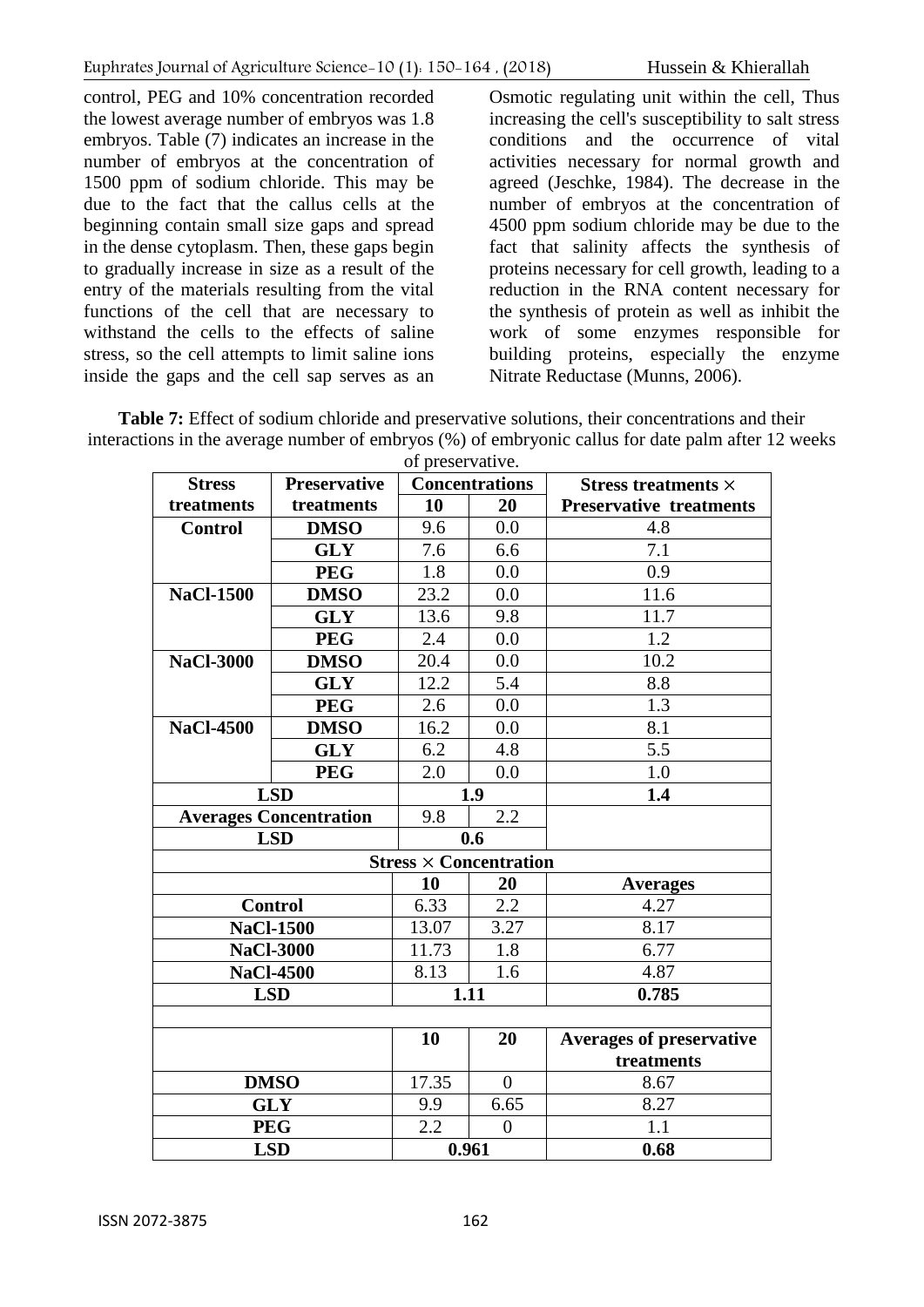control, PEG and 10% concentration recorded the lowest average number of embryos was 1.8 embryos. Table (7) indicates an increase in the number of embryos at the concentration of 1500 ppm of sodium chloride. This may be due to the fact that the callus cells at the beginning contain small size gaps and spread in the dense cytoplasm. Then, these gaps begin to gradually increase in size as a result of the entry of the materials resulting from the vital functions of the cell that are necessary to withstand the cells to the effects of saline stress, so the cell attempts to limit saline ions inside the gaps and the cell sap serves as an Osmotic regulating unit within the cell, Thus increasing the cell's susceptibility to salt stress conditions and the occurrence of vital activities necessary for normal growth and agreed (Jeschke, 1984). The decrease in the number of embryos at the concentration of 4500 ppm sodium chloride may be due to the fact that salinity affects the synthesis of proteins necessary for cell growth, leading to a reduction in the RNA content necessary for the synthesis of protein as well as inhibit the work of some enzymes responsible for building proteins, especially the enzyme Nitrate Reductase (Munns, 2006).

**Table 7:** Effect of sodium chloride and preservative solutions, their concentrations and their interactions in the average number of embryos (%) of embryonic callus for date palm after 12 weeks of preservative.

| Stress treatments | Preservative treatments | Concentrations | | Stress treatments × Preservative treatments |
|---|---|---|---|---|
| | | **10** | **20** | |
| **Control** | **DMSO** | 9.6 | 0.0 | 4.8 |
| | **GLY** | 7.6 | 6.6 | 7.1 |
| | **PEG** | 1.8 | 0.0 | 0.9 |
| **NaCl-1500** | **DMSO** | 23.2 | 0.0 | 11.6 |
| | **GLY** | 13.6 | 9.8 | 11.7 |
| | **PEG** | 2.4 | 0.0 | 1.2 |
| **NaCl-3000** | **DMSO** | 20.4 | 0.0 | 10.2 |
| | **GLY** | 12.2 | 5.4 | 8.8 |
| | **PEG** | 2.6 | 0.0 | 1.3 |
| **NaCl-4500** | **DMSO** | 16.2 | 0.0 | 8.1 |
| | **GLY** | 6.2 | 4.8 | 5.5 |
| | **PEG** | 2.0 | 0.0 | 1.0 |
| **LSD** | | **1.9** | | **1.4** |
| **Averages Concentration** | | 9.8 | 2.2 | |
| **LSD** | | **0.6** | | |
| **Stress × Concentration** | | | | |
| | | **10** | **20** | **Averages** |
| **Control** | | 6.33 | 2.2 | 4.27 |
| **NaCl-1500** | | 13.07 | 3.27 | 8.17 |
| **NaCl-3000** | | 11.73 | 1.8 | 6.77 |
| **NaCl-4500** | | 8.13 | 1.6 | 4.87 |
| **LSD** | | **1.11** | | **0.785** |
| | | | | |
| | | **10** | **20** | **Averages of preservative treatments** |
| **DMSO** | | 17.35 | 0 | 8.67 |
| **GLY** | | 9.9 | 6.65 | 8.27 |
| **PEG** | | 2.2 | 0 | 1.1 |
| **LSD** | | **0.961** | | **0.68** |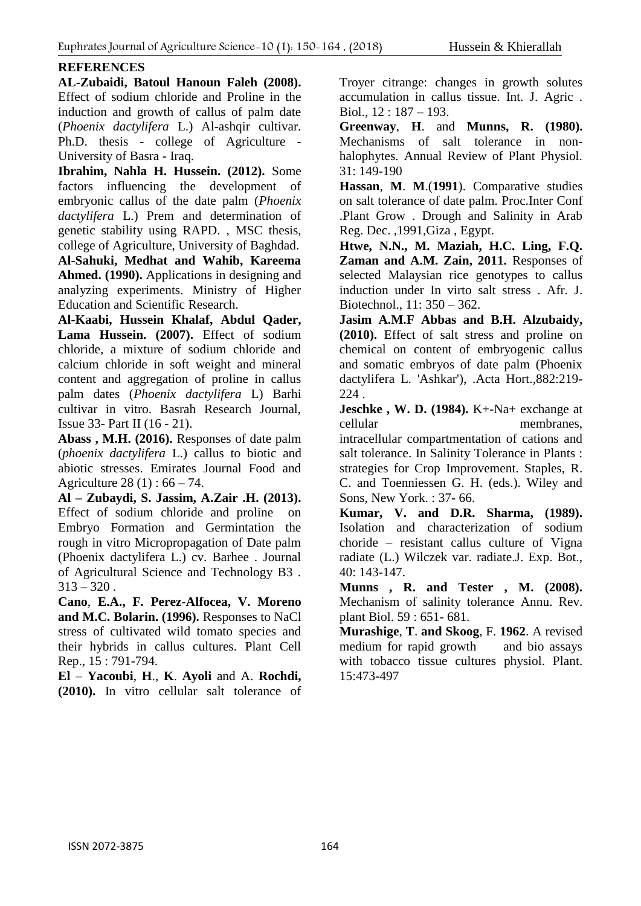## REFERENCES

**AL-Zubaidi, Batoul Hanoun Faleh (2008).** Effect of sodium chloride and Proline in the induction and growth of callus of palm date (*Phoenix dactylifera* L.) Al-ashqir cultivar. Ph.D. thesis - college of Agriculture - University of Basra - Iraq.

**Ibrahim, Nahla H. Hussein. (2012).** Some factors influencing the development of embryonic callus of the date palm (*Phoenix dactylifera* L.) Prem and determination of genetic stability using RAPD. , MSC thesis, college of Agriculture, University of Baghdad.

**Al-Sahuki, Medhat and Wahib, Kareema Ahmed. (1990).** Applications in designing and analyzing experiments. Ministry of Higher Education and Scientific Research.

**Al-Kaabi, Hussein Khalaf, Abdul Qader, Lama Hussein. (2007).** Effect of sodium chloride, a mixture of sodium chloride and calcium chloride in soft weight and mineral content and aggregation of proline in callus palm dates (*Phoenix dactylifera* L) Barhi cultivar in vitro. Basrah Research Journal, Issue 33- Part II (16 - 21).

**Abass , M.H. (2016).** Responses of date palm (*phoenix dactylifera* L.) callus to biotic and abiotic stresses. Emirates Journal Food and Agriculture 28 (1) : 66 – 74.

**Al – Zubaydi, S. Jassim, A.Zair .H. (2013).** Effect of sodium chloride and proline on Embryo Formation and Germintation the rough in vitro Micropropagation of Date palm (Phoenix dactylifera L.) cv. Barhee . Journal of Agricultural Science and Technology B3 . 313 – 320 .

**Cano**, **E.A., F. Perez-Alfocea, V. Moreno and M.C. Bolarin. (1996).** Responses to NaCl stress of cultivated wild tomato species and their hybrids in callus cultures. Plant Cell Rep., 15 : 791-794.

**El** – **Yacoubi**, **H**., **K**. **Ayoli** and A. **Rochdi, (2010).** In vitro cellular salt tolerance of Troyer citrange: changes in growth solutes accumulation in callus tissue. Int. J. Agric . Biol., 12 : 187 – 193.

**Greenway**, **H**. and **Munns, R. (1980).** Mechanisms of salt tolerance in non-halophytes. Annual Review of Plant Physiol. 31: 149-190

**Hassan**, **M**. **M**.(**1991**). Comparative studies on salt tolerance of date palm. Proc.Inter Conf .Plant Grow . Drough and Salinity in Arab Reg. Dec. ,1991,Giza , Egypt.

**Htwe, N.N., M. Maziah, H.C. Ling, F.Q. Zaman and A.M. Zain, 2011.** Responses of selected Malaysian rice genotypes to callus induction under In virto salt stress . Afr. J. Biotechnol., 11: 350 – 362.

**Jasim A.M.F Abbas and B.H. Alzubaidy, (2010).** Effect of salt stress and proline on chemical on content of embryogenic callus and somatic embryos of date palm (Phoenix dactylifera L. 'Ashkar'), .Acta Hort.,882:219-224 .

**Jeschke , W. D. (1984).** $K^+$-$Na^+$ exchange at cellular membranes, intracellular compartmentation of cations and salt tolerance. In Salinity Tolerance in Plants : strategies for Crop Improvement. Staples, R. C. and Toenniessen G. H. (eds.). Wiley and Sons, New York. : 37- 66.

**Kumar, V. and D.R. Sharma, (1989).** Isolation and characterization of sodium choride – resistant callus culture of Vigna radiate (L.) Wilczek var. radiate.J. Exp. Bot., 40: 143-147.

**Munns , R. and Tester , M. (2008).** Mechanism of salinity tolerance Annu. Rev. plant Biol. 59 : 651- 681.

**Murashige**, **T**. **and Skoog**, F. **1962**. A revised medium for rapid growth and bio assays with tobacco tissue cultures physiol. Plant. 15:473-497